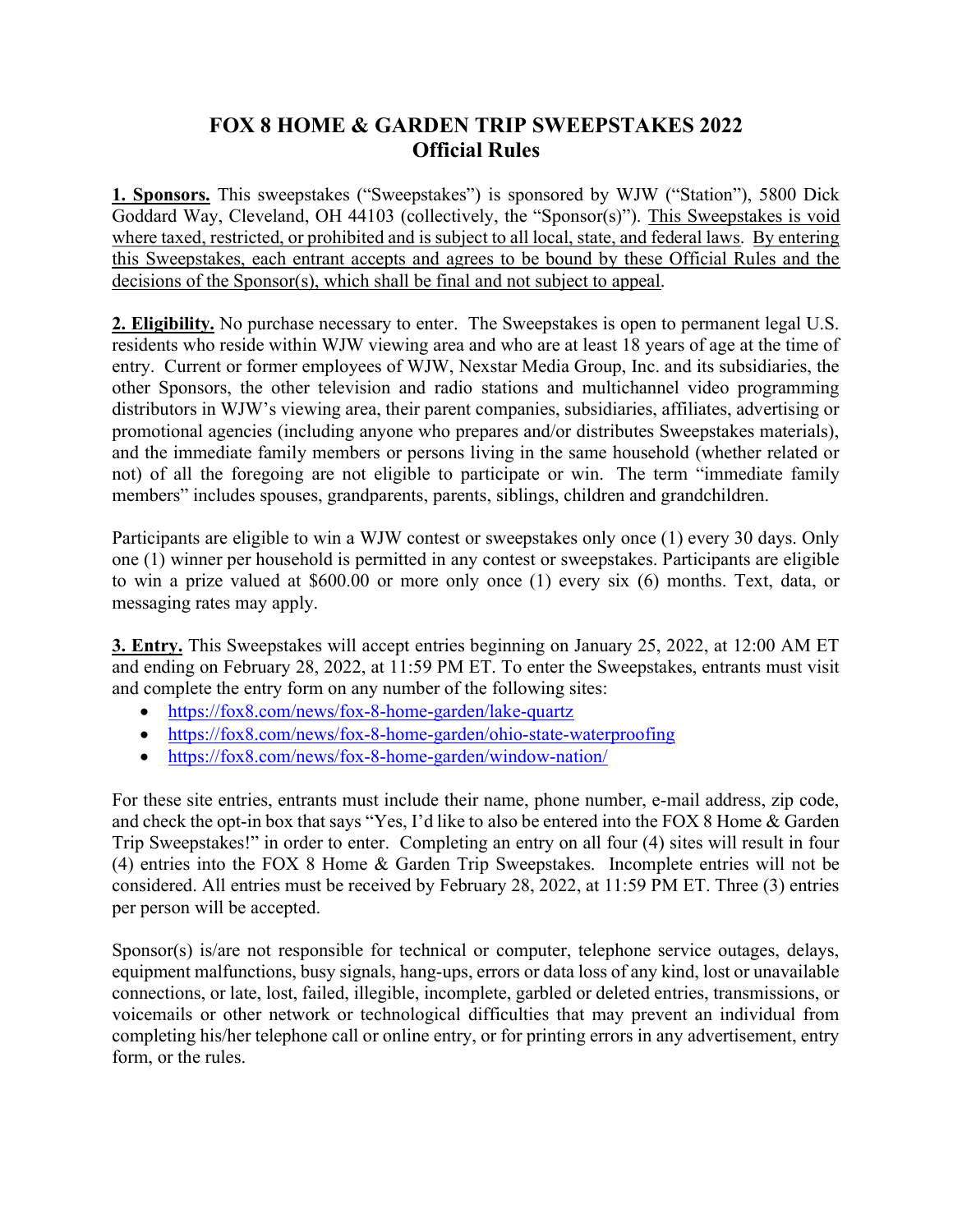# FOX 8 HOME & GARDEN TRIP SWEEPSTAKES 2022
## Official Rules

**1. Sponsors.** This sweepstakes ("Sweepstakes") is sponsored by WJW ("Station"), 5800 Dick Goddard Way, Cleveland, OH 44103 (collectively, the "Sponsor(s)"). This Sweepstakes is void where taxed, restricted, or prohibited and is subject to all local, state, and federal laws. By entering this Sweepstakes, each entrant accepts and agrees to be bound by these Official Rules and the decisions of the Sponsor(s), which shall be final and not subject to appeal.

**2. Eligibility.** No purchase necessary to enter. The Sweepstakes is open to permanent legal U.S. residents who reside within WJW viewing area and who are at least 18 years of age at the time of entry. Current or former employees of WJW, Nexstar Media Group, Inc. and its subsidiaries, the other Sponsors, the other television and radio stations and multichannel video programming distributors in WJW's viewing area, their parent companies, subsidiaries, affiliates, advertising or promotional agencies (including anyone who prepares and/or distributes Sweepstakes materials), and the immediate family members or persons living in the same household (whether related or not) of all the foregoing are not eligible to participate or win. The term "immediate family members" includes spouses, grandparents, parents, siblings, children and grandchildren.

Participants are eligible to win a WJW contest or sweepstakes only once (1) every 30 days. Only one (1) winner per household is permitted in any contest or sweepstakes. Participants are eligible to win a prize valued at $600.00 or more only once (1) every six (6) months. Text, data, or messaging rates may apply.

**3. Entry.** This Sweepstakes will accept entries beginning on January 25, 2022, at 12:00 AM ET and ending on February 28, 2022, at 11:59 PM ET. To enter the Sweepstakes, entrants must visit and complete the entry form on any number of the following sites:

- https://fox8.com/news/fox-8-home-garden/lake-quartz
- https://fox8.com/news/fox-8-home-garden/ohio-state-waterproofing
- https://fox8.com/news/fox-8-home-garden/window-nation/

For these site entries, entrants must include their name, phone number, e-mail address, zip code, and check the opt-in box that says "Yes, I'd like to also be entered into the FOX 8 Home & Garden Trip Sweepstakes!" in order to enter. Completing an entry on all four (4) sites will result in four (4) entries into the FOX 8 Home & Garden Trip Sweepstakes. Incomplete entries will not be considered. All entries must be received by February 28, 2022, at 11:59 PM ET. Three (3) entries per person will be accepted.

Sponsor(s) is/are not responsible for technical or computer, telephone service outages, delays, equipment malfunctions, busy signals, hang-ups, errors or data loss of any kind, lost or unavailable connections, or late, lost, failed, illegible, incomplete, garbled or deleted entries, transmissions, or voicemails or other network or technological difficulties that may prevent an individual from completing his/her telephone call or online entry, or for printing errors in any advertisement, entry form, or the rules.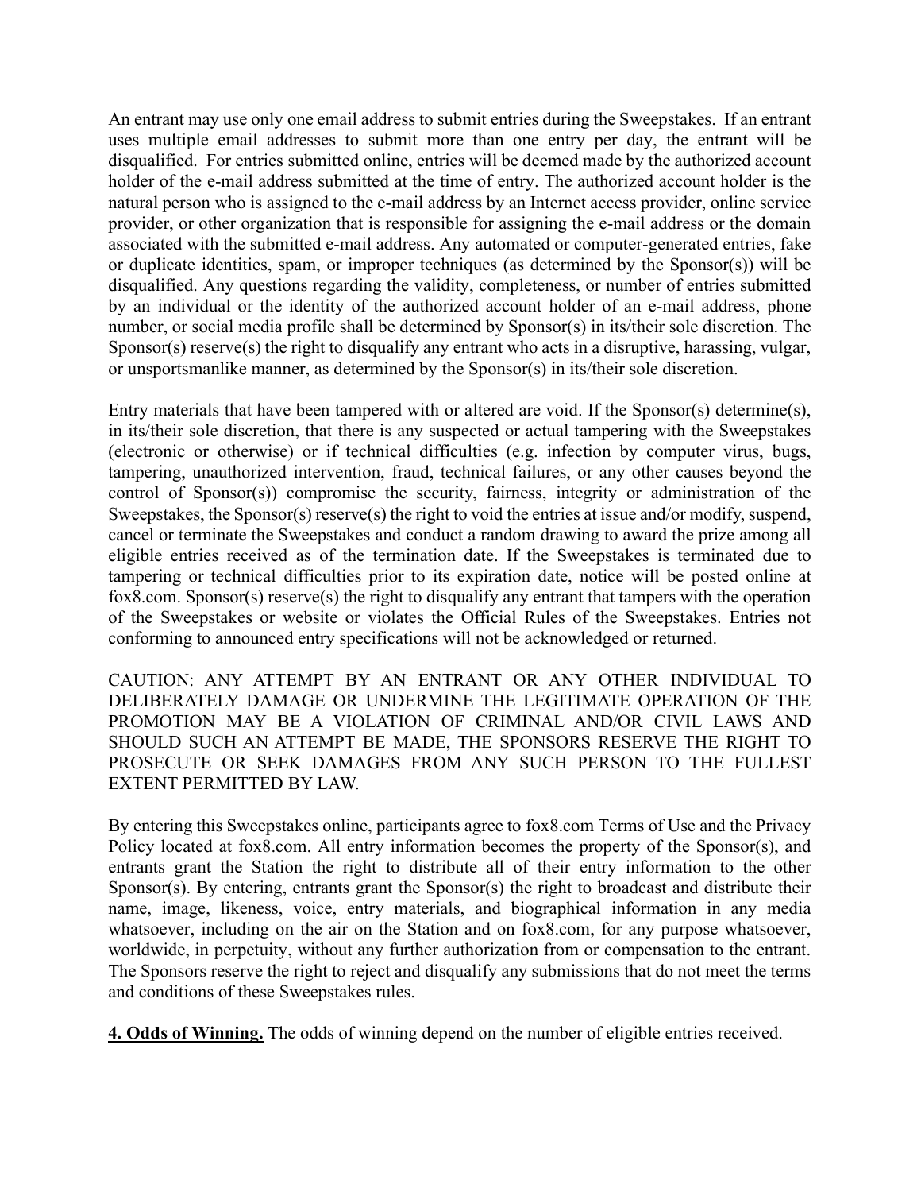An entrant may use only one email address to submit entries during the Sweepstakes. If an entrant uses multiple email addresses to submit more than one entry per day, the entrant will be disqualified. For entries submitted online, entries will be deemed made by the authorized account holder of the e-mail address submitted at the time of entry. The authorized account holder is the natural person who is assigned to the e-mail address by an Internet access provider, online service provider, or other organization that is responsible for assigning the e-mail address or the domain associated with the submitted e-mail address. Any automated or computer-generated entries, fake or duplicate identities, spam, or improper techniques (as determined by the Sponsor(s)) will be disqualified. Any questions regarding the validity, completeness, or number of entries submitted by an individual or the identity of the authorized account holder of an e-mail address, phone number, or social media profile shall be determined by Sponsor(s) in its/their sole discretion. The Sponsor(s) reserve(s) the right to disqualify any entrant who acts in a disruptive, harassing, vulgar, or unsportsmanlike manner, as determined by the Sponsor(s) in its/their sole discretion.

Entry materials that have been tampered with or altered are void. If the Sponsor(s) determine(s), in its/their sole discretion, that there is any suspected or actual tampering with the Sweepstakes (electronic or otherwise) or if technical difficulties (e.g. infection by computer virus, bugs, tampering, unauthorized intervention, fraud, technical failures, or any other causes beyond the control of Sponsor(s)) compromise the security, fairness, integrity or administration of the Sweepstakes, the Sponsor(s) reserve(s) the right to void the entries at issue and/or modify, suspend, cancel or terminate the Sweepstakes and conduct a random drawing to award the prize among all eligible entries received as of the termination date. If the Sweepstakes is terminated due to tampering or technical difficulties prior to its expiration date, notice will be posted online at fox8.com. Sponsor(s) reserve(s) the right to disqualify any entrant that tampers with the operation of the Sweepstakes or website or violates the Official Rules of the Sweepstakes. Entries not conforming to announced entry specifications will not be acknowledged or returned.

CAUTION: ANY ATTEMPT BY AN ENTRANT OR ANY OTHER INDIVIDUAL TO DELIBERATELY DAMAGE OR UNDERMINE THE LEGITIMATE OPERATION OF THE PROMOTION MAY BE A VIOLATION OF CRIMINAL AND/OR CIVIL LAWS AND SHOULD SUCH AN ATTEMPT BE MADE, THE SPONSORS RESERVE THE RIGHT TO PROSECUTE OR SEEK DAMAGES FROM ANY SUCH PERSON TO THE FULLEST EXTENT PERMITTED BY LAW.

By entering this Sweepstakes online, participants agree to fox8.com Terms of Use and the Privacy Policy located at fox8.com. All entry information becomes the property of the Sponsor(s), and entrants grant the Station the right to distribute all of their entry information to the other Sponsor(s). By entering, entrants grant the Sponsor(s) the right to broadcast and distribute their name, image, likeness, voice, entry materials, and biographical information in any media whatsoever, including on the air on the Station and on fox8.com, for any purpose whatsoever, worldwide, in perpetuity, without any further authorization from or compensation to the entrant. The Sponsors reserve the right to reject and disqualify any submissions that do not meet the terms and conditions of these Sweepstakes rules.

**4. Odds of Winning.** The odds of winning depend on the number of eligible entries received.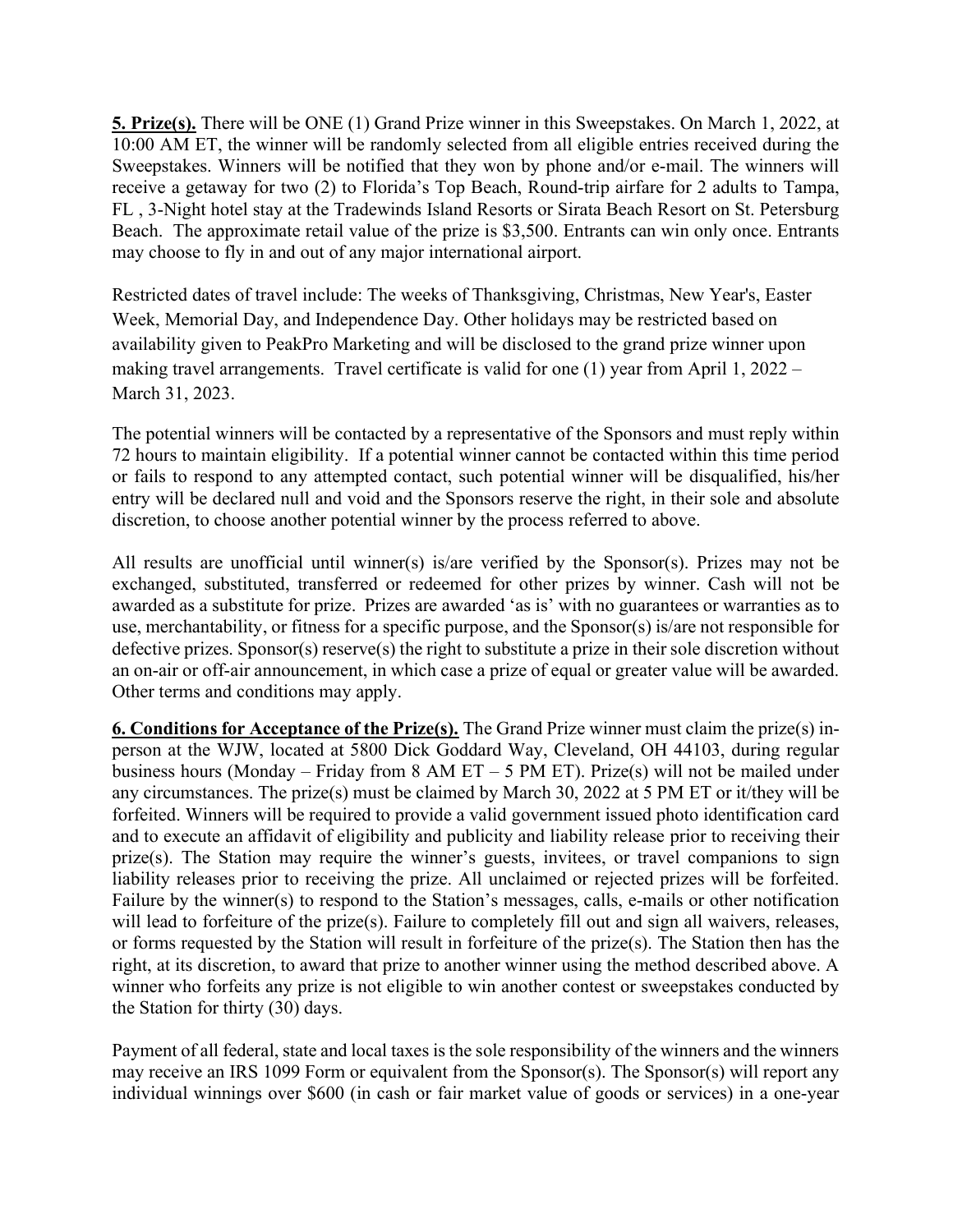**5. Prize(s).** There will be ONE (1) Grand Prize winner in this Sweepstakes. On March 1, 2022, at 10:00 AM ET, the winner will be randomly selected from all eligible entries received during the Sweepstakes. Winners will be notified that they won by phone and/or e-mail. The winners will receive a getaway for two (2) to Florida's Top Beach, Round-trip airfare for 2 adults to Tampa, FL , 3-Night hotel stay at the Tradewinds Island Resorts or Sirata Beach Resort on St. Petersburg Beach. The approximate retail value of the prize is $3,500. Entrants can win only once. Entrants may choose to fly in and out of any major international airport.

Restricted dates of travel include: The weeks of Thanksgiving, Christmas, New Year's, Easter Week, Memorial Day, and Independence Day. Other holidays may be restricted based on availability given to PeakPro Marketing and will be disclosed to the grand prize winner upon making travel arrangements. Travel certificate is valid for one (1) year from April 1, 2022 – March 31, 2023.

The potential winners will be contacted by a representative of the Sponsors and must reply within 72 hours to maintain eligibility. If a potential winner cannot be contacted within this time period or fails to respond to any attempted contact, such potential winner will be disqualified, his/her entry will be declared null and void and the Sponsors reserve the right, in their sole and absolute discretion, to choose another potential winner by the process referred to above.

All results are unofficial until winner(s) is/are verified by the Sponsor(s). Prizes may not be exchanged, substituted, transferred or redeemed for other prizes by winner. Cash will not be awarded as a substitute for prize. Prizes are awarded 'as is' with no guarantees or warranties as to use, merchantability, or fitness for a specific purpose, and the Sponsor(s) is/are not responsible for defective prizes. Sponsor(s) reserve(s) the right to substitute a prize in their sole discretion without an on-air or off-air announcement, in which case a prize of equal or greater value will be awarded. Other terms and conditions may apply.

**6. Conditions for Acceptance of the Prize(s).** The Grand Prize winner must claim the prize(s) in-person at the WJW, located at 5800 Dick Goddard Way, Cleveland, OH 44103, during regular business hours (Monday – Friday from 8 AM ET – 5 PM ET). Prize(s) will not be mailed under any circumstances. The prize(s) must be claimed by March 30, 2022 at 5 PM ET or it/they will be forfeited. Winners will be required to provide a valid government issued photo identification card and to execute an affidavit of eligibility and publicity and liability release prior to receiving their prize(s). The Station may require the winner's guests, invitees, or travel companions to sign liability releases prior to receiving the prize. All unclaimed or rejected prizes will be forfeited. Failure by the winner(s) to respond to the Station's messages, calls, e-mails or other notification will lead to forfeiture of the prize(s). Failure to completely fill out and sign all waivers, releases, or forms requested by the Station will result in forfeiture of the prize(s). The Station then has the right, at its discretion, to award that prize to another winner using the method described above. A winner who forfeits any prize is not eligible to win another contest or sweepstakes conducted by the Station for thirty (30) days.

Payment of all federal, state and local taxes is the sole responsibility of the winners and the winners may receive an IRS 1099 Form or equivalent from the Sponsor(s). The Sponsor(s) will report any individual winnings over $600 (in cash or fair market value of goods or services) in a one-year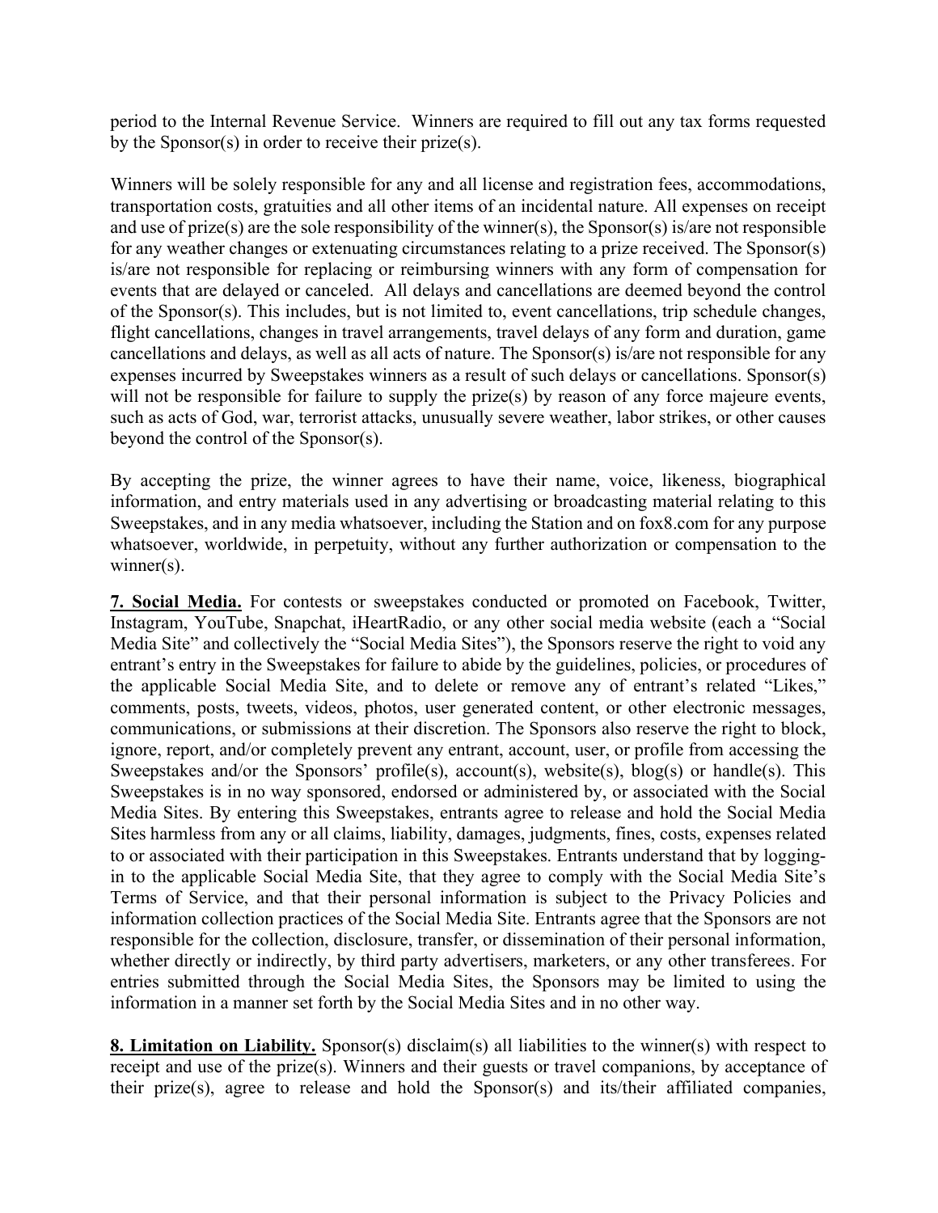period to the Internal Revenue Service. Winners are required to fill out any tax forms requested by the Sponsor(s) in order to receive their prize(s).

Winners will be solely responsible for any and all license and registration fees, accommodations, transportation costs, gratuities and all other items of an incidental nature. All expenses on receipt and use of prize(s) are the sole responsibility of the winner(s), the Sponsor(s) is/are not responsible for any weather changes or extenuating circumstances relating to a prize received. The Sponsor(s) is/are not responsible for replacing or reimbursing winners with any form of compensation for events that are delayed or canceled. All delays and cancellations are deemed beyond the control of the Sponsor(s). This includes, but is not limited to, event cancellations, trip schedule changes, flight cancellations, changes in travel arrangements, travel delays of any form and duration, game cancellations and delays, as well as all acts of nature. The Sponsor(s) is/are not responsible for any expenses incurred by Sweepstakes winners as a result of such delays or cancellations. Sponsor(s) will not be responsible for failure to supply the prize(s) by reason of any force majeure events, such as acts of God, war, terrorist attacks, unusually severe weather, labor strikes, or other causes beyond the control of the Sponsor(s).

By accepting the prize, the winner agrees to have their name, voice, likeness, biographical information, and entry materials used in any advertising or broadcasting material relating to this Sweepstakes, and in any media whatsoever, including the Station and on fox8.com for any purpose whatsoever, worldwide, in perpetuity, without any further authorization or compensation to the winner(s).

**7. Social Media.** For contests or sweepstakes conducted or promoted on Facebook, Twitter, Instagram, YouTube, Snapchat, iHeartRadio, or any other social media website (each a "Social Media Site" and collectively the "Social Media Sites"), the Sponsors reserve the right to void any entrant's entry in the Sweepstakes for failure to abide by the guidelines, policies, or procedures of the applicable Social Media Site, and to delete or remove any of entrant's related "Likes," comments, posts, tweets, videos, photos, user generated content, or other electronic messages, communications, or submissions at their discretion. The Sponsors also reserve the right to block, ignore, report, and/or completely prevent any entrant, account, user, or profile from accessing the Sweepstakes and/or the Sponsors' profile(s), account(s), website(s), blog(s) or handle(s). This Sweepstakes is in no way sponsored, endorsed or administered by, or associated with the Social Media Sites. By entering this Sweepstakes, entrants agree to release and hold the Social Media Sites harmless from any or all claims, liability, damages, judgments, fines, costs, expenses related to or associated with their participation in this Sweepstakes. Entrants understand that by logging-in to the applicable Social Media Site, that they agree to comply with the Social Media Site's Terms of Service, and that their personal information is subject to the Privacy Policies and information collection practices of the Social Media Site. Entrants agree that the Sponsors are not responsible for the collection, disclosure, transfer, or dissemination of their personal information, whether directly or indirectly, by third party advertisers, marketers, or any other transferees. For entries submitted through the Social Media Sites, the Sponsors may be limited to using the information in a manner set forth by the Social Media Sites and in no other way.

**8. Limitation on Liability.** Sponsor(s) disclaim(s) all liabilities to the winner(s) with respect to receipt and use of the prize(s). Winners and their guests or travel companions, by acceptance of their prize(s), agree to release and hold the Sponsor(s) and its/their affiliated companies,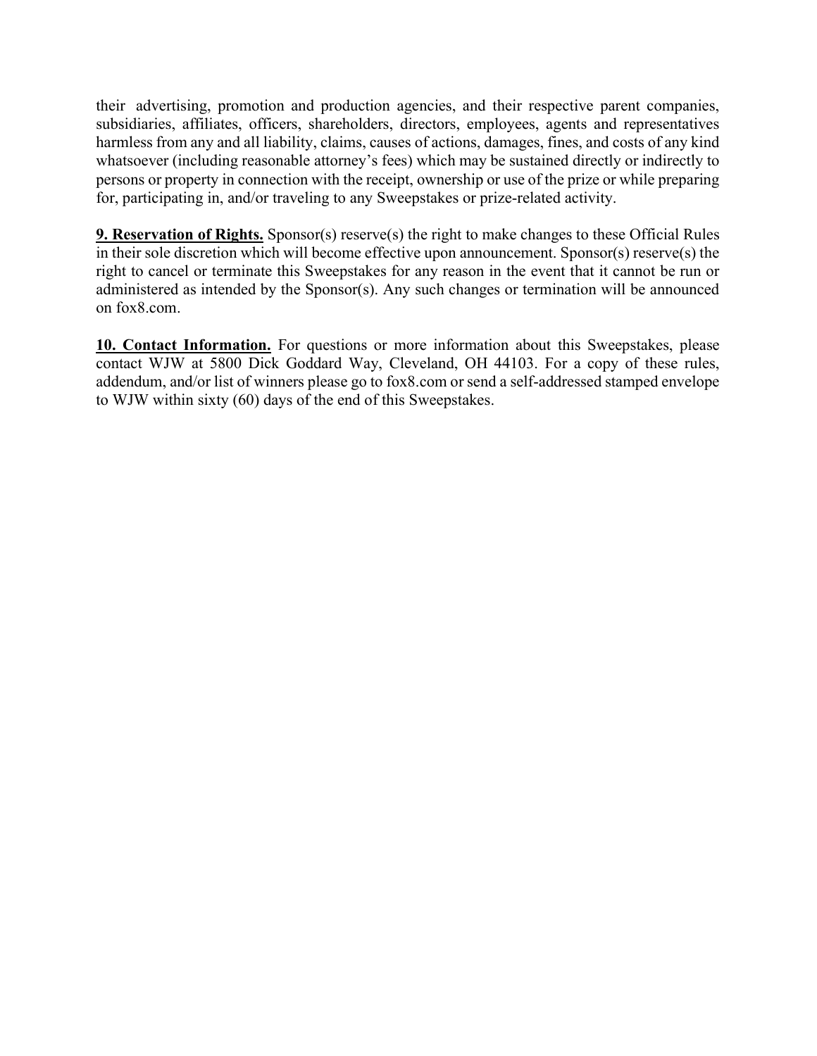their advertising, promotion and production agencies, and their respective parent companies, subsidiaries, affiliates, officers, shareholders, directors, employees, agents and representatives harmless from any and all liability, claims, causes of actions, damages, fines, and costs of any kind whatsoever (including reasonable attorney's fees) which may be sustained directly or indirectly to persons or property in connection with the receipt, ownership or use of the prize or while preparing for, participating in, and/or traveling to any Sweepstakes or prize-related activity.

**9. Reservation of Rights.** Sponsor(s) reserve(s) the right to make changes to these Official Rules in their sole discretion which will become effective upon announcement. Sponsor(s) reserve(s) the right to cancel or terminate this Sweepstakes for any reason in the event that it cannot be run or administered as intended by the Sponsor(s). Any such changes or termination will be announced on fox8.com.

**10. Contact Information.** For questions or more information about this Sweepstakes, please contact WJW at 5800 Dick Goddard Way, Cleveland, OH 44103. For a copy of these rules, addendum, and/or list of winners please go to fox8.com or send a self-addressed stamped envelope to WJW within sixty (60) days of the end of this Sweepstakes.